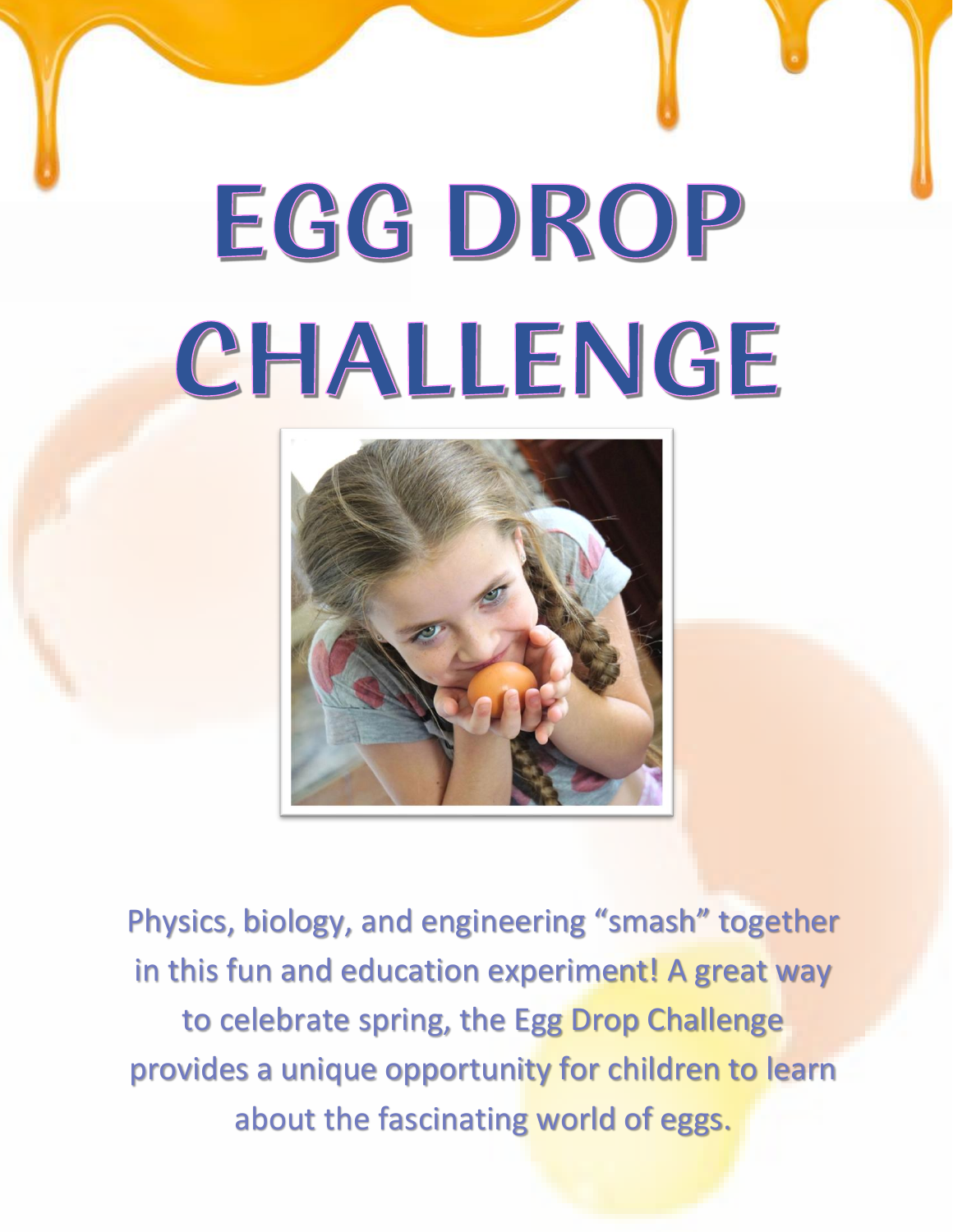# EGG DROP CHALLENGE

Physics, biology, and engineering "smash" together in this fun and education experiment! A great way to celebrate spring, the Egg Drop Challenge provides a unique opportunity for children to learn about the fascinating world of eggs.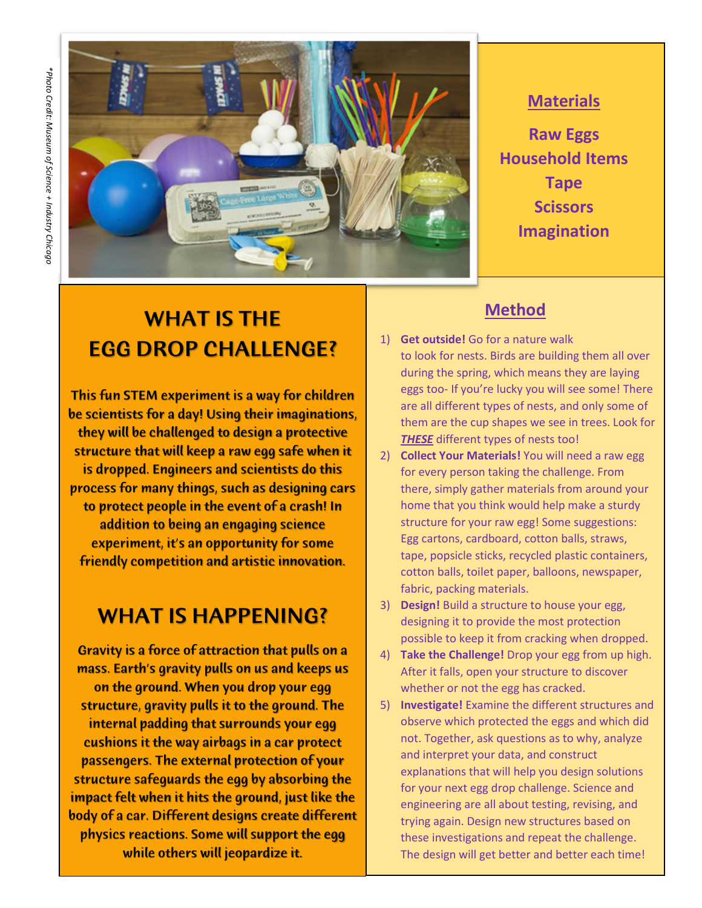*Photo Credit: Museum of Science + Industry Chicago*

## Materials

**Raw Eggs**
**Household Items**
**Tape**
**Scissors**
**Imagination**

## WHAT IS THE EGG DROP CHALLENGE?

This fun STEM experiment is a way for children be scientists for a day! Using their imaginations, they will be challenged to design a protective structure that will keep a raw egg safe when it is dropped. Engineers and scientists do this process for many things, such as designing cars to protect people in the event of a crash! In addition to being an engaging science experiment, it's an opportunity for some friendly competition and artistic innovation.

## WHAT IS HAPPENING?

Gravity is a force of attraction that pulls on a mass. Earth's gravity pulls on us and keeps us on the ground. When you drop your egg structure, gravity pulls it to the ground. The internal padding that surrounds your egg cushions it the way airbags in a car protect passengers. The external protection of your structure safeguards the egg by absorbing the impact felt when it hits the ground, just like the body of a car. Different designs create different physics reactions. Some will support the egg while others will jeopardize it.

## Method

1) **Get outside!** Go for a nature walk to look for nests. Birds are building them all over during the spring, which means they are laying eggs too- If you're lucky you will see some! There are all different types of nests, and only some of them are the cup shapes we see in trees. Look for ***THESE*** different types of nests too!
2) **Collect Your Materials!** You will need a raw egg for every person taking the challenge. From there, simply gather materials from around your home that you think would help make a sturdy structure for your raw egg! Some suggestions: Egg cartons, cardboard, cotton balls, straws, tape, popsicle sticks, recycled plastic containers, cotton balls, toilet paper, balloons, newspaper, fabric, packing materials.
3) **Design!** Build a structure to house your egg, designing it to provide the most protection possible to keep it from cracking when dropped.
4) **Take the Challenge!** Drop your egg from up high. After it falls, open your structure to discover whether or not the egg has cracked.
5) **Investigate!** Examine the different structures and observe which protected the eggs and which did not. Together, ask questions as to why, analyze and interpret your data, and construct explanations that will help you design solutions for your next egg drop challenge. Science and engineering are all about testing, revising, and trying again. Design new structures based on these investigations and repeat the challenge. The design will get better and better each time!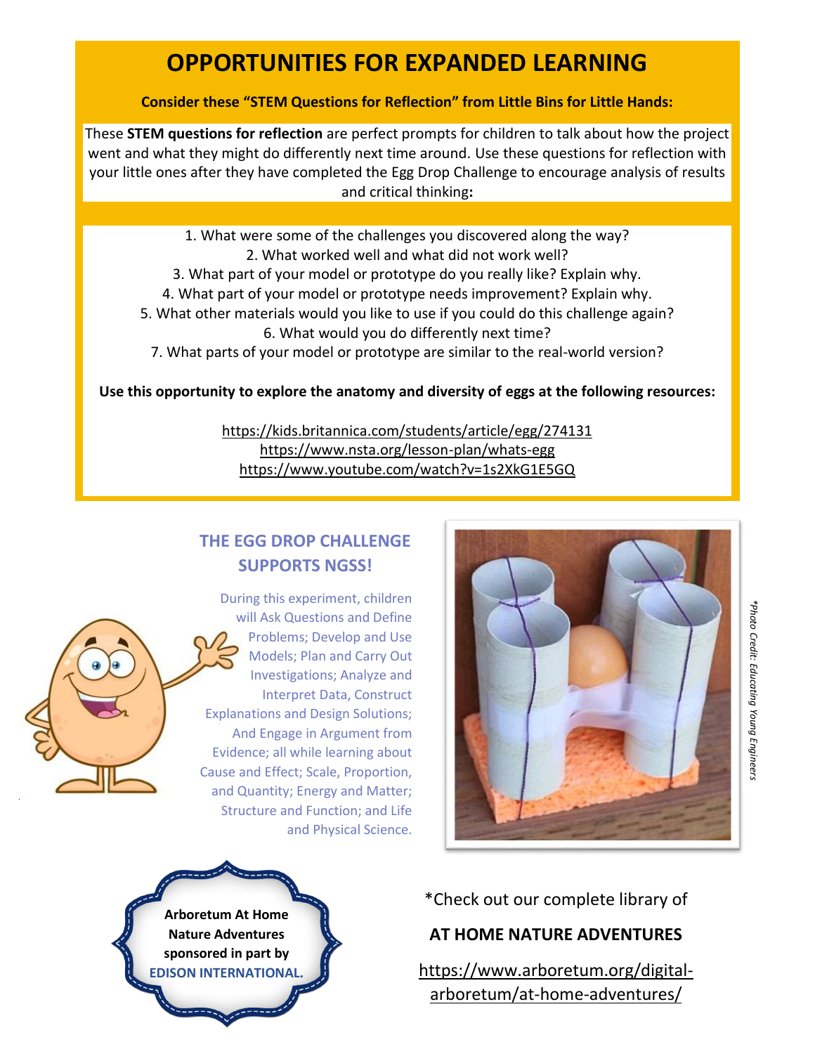# OPPORTUNITIES FOR EXPANDED LEARNING

**Consider these "STEM Questions for Reflection" from Little Bins for Little Hands:**

These **STEM questions for reflection** are perfect prompts for children to talk about how the project went and what they might do differently next time around. Use these questions for reflection with your little ones after they have completed the Egg Drop Challenge to encourage analysis of results and critical thinking**:**

1. What were some of the challenges you discovered along the way?
2. What worked well and what did not work well?
3. What part of your model or prototype do you really like? Explain why.
4. What part of your model or prototype needs improvement? Explain why.
5. What other materials would you like to use if you could do this challenge again?
6. What would you do differently next time?
7. What parts of your model or prototype are similar to the real-world version?

**Use this opportunity to explore the anatomy and diversity of eggs at the following resources:**

https://kids.britannica.com/students/article/egg/274131
https://www.nsta.org/lesson-plan/whats-egg
https://www.youtube.com/watch?v=1s2XkG1E5GQ

## THE EGG DROP CHALLENGE SUPPORTS NGSS!

During this experiment, children will Ask Questions and Define Problems; Develop and Use Models; Plan and Carry Out Investigations; Analyze and Interpret Data, Construct Explanations and Design Solutions; And Engage in Argument from Evidence; all while learning about Cause and Effect; Scale, Proportion, and Quantity; Energy and Matter; Structure and Function; and Life and Physical Science.

*\*Photo Credit: Educating Young Engineers*

**Arboretum At Home Nature Adventures sponsored in part by EDISON INTERNATIONAL.**

\*Check out our complete library of

**AT HOME NATURE ADVENTURES**

https://www.arboretum.org/digital-arboretum/at-home-adventures/